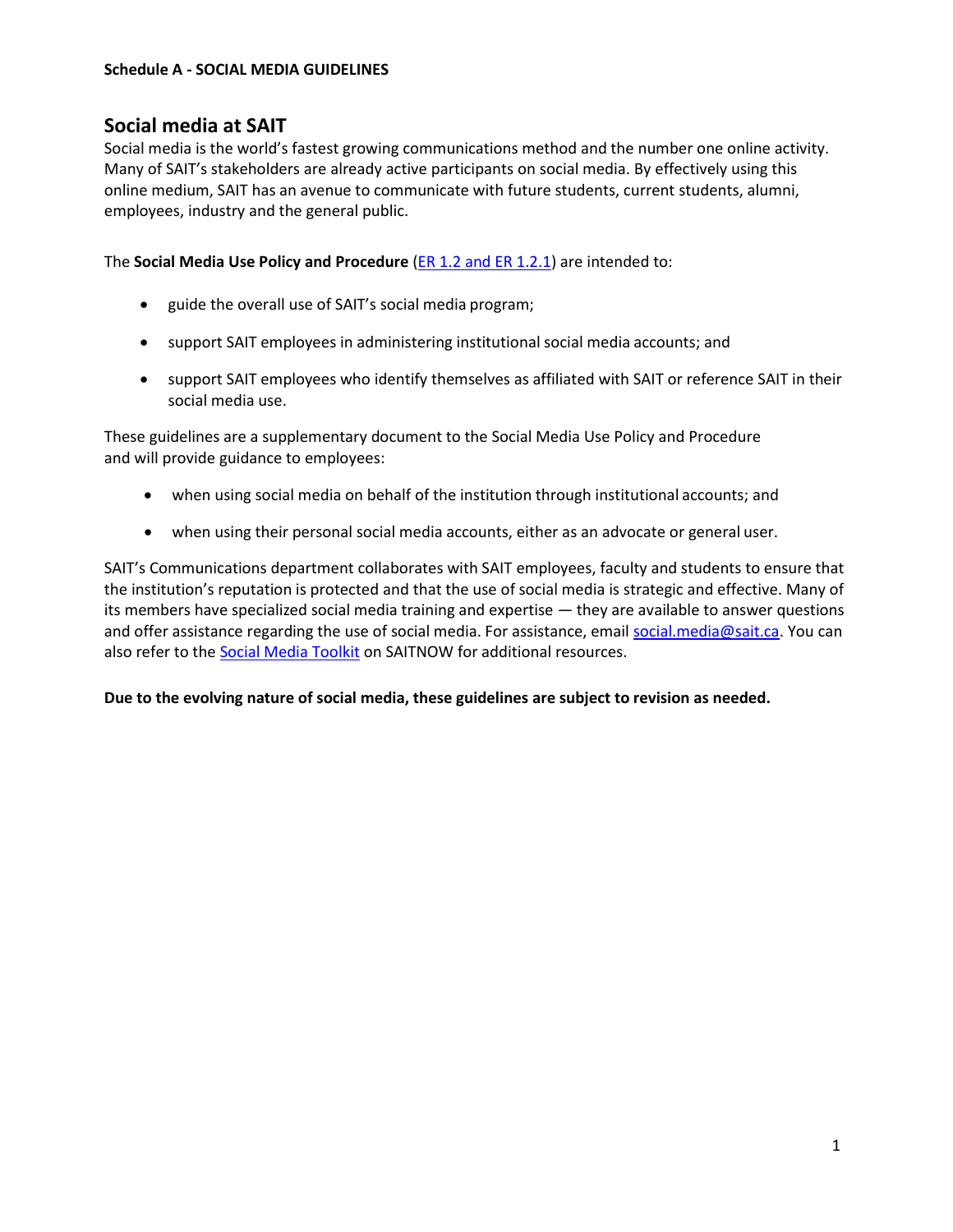**Schedule A - SOCIAL MEDIA GUIDELINES**

## Social media at SAIT

Social media is the world's fastest growing communications method and the number one online activity. Many of SAIT's stakeholders are already active participants on social media. By effectively using this online medium, SAIT has an avenue to communicate with future students, current students, alumni, employees, industry and the general public.

The **Social Media Use Policy and Procedure** (ER 1.2 and ER 1.2.1) are intended to:

- guide the overall use of SAIT's social media program;
- support SAIT employees in administering institutional social media accounts; and
- support SAIT employees who identify themselves as affiliated with SAIT or reference SAIT in their social media use.

These guidelines are a supplementary document to the Social Media Use Policy and Procedure and will provide guidance to employees:

- when using social media on behalf of the institution through institutional accounts; and
- when using their personal social media accounts, either as an advocate or general user.

SAIT's Communications department collaborates with SAIT employees, faculty and students to ensure that the institution's reputation is protected and that the use of social media is strategic and effective. Many of its members have specialized social media training and expertise — they are available to answer questions and offer assistance regarding the use of social media. For assistance, email social.media@sait.ca. You can also refer to the Social Media Toolkit on SAITNOW for additional resources.

**Due to the evolving nature of social media, these guidelines are subject to revision as needed.**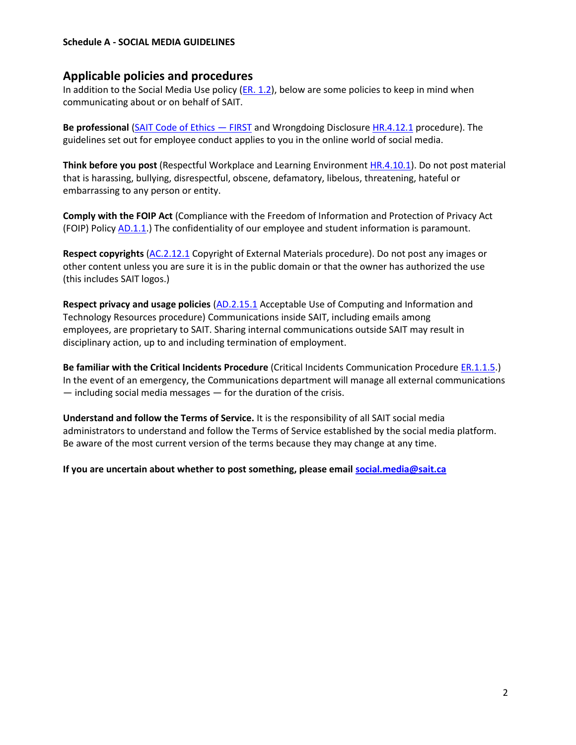**Schedule A - SOCIAL MEDIA GUIDELINES**

## Applicable policies and procedures

In addition to the Social Media Use policy (ER. 1.2), below are some policies to keep in mind when communicating about or on behalf of SAIT.

**Be professional** (SAIT Code of Ethics — FIRST and Wrongdoing Disclosure HR.4.12.1 procedure). The guidelines set out for employee conduct applies to you in the online world of social media.

**Think before you post** (Respectful Workplace and Learning Environment HR.4.10.1). Do not post material that is harassing, bullying, disrespectful, obscene, defamatory, libelous, threatening, hateful or embarrassing to any person or entity.

**Comply with the FOIP Act** (Compliance with the Freedom of Information and Protection of Privacy Act (FOIP) Policy AD.1.1.) The confidentiality of our employee and student information is paramount.

**Respect copyrights** (AC.2.12.1 Copyright of External Materials procedure). Do not post any images or other content unless you are sure it is in the public domain or that the owner has authorized the use (this includes SAIT logos.)

**Respect privacy and usage policies** (AD.2.15.1 Acceptable Use of Computing and Information and Technology Resources procedure) Communications inside SAIT, including emails among employees, are proprietary to SAIT. Sharing internal communications outside SAIT may result in disciplinary action, up to and including termination of employment.

**Be familiar with the Critical Incidents Procedure** (Critical Incidents Communication Procedure ER.1.1.5.) In the event of an emergency, the Communications department will manage all external communications — including social media messages — for the duration of the crisis.

**Understand and follow the Terms of Service.** It is the responsibility of all SAIT social media administrators to understand and follow the Terms of Service established by the social media platform. Be aware of the most current version of the terms because they may change at any time.

**If you are uncertain about whether to post something, please email social.media@sait.ca**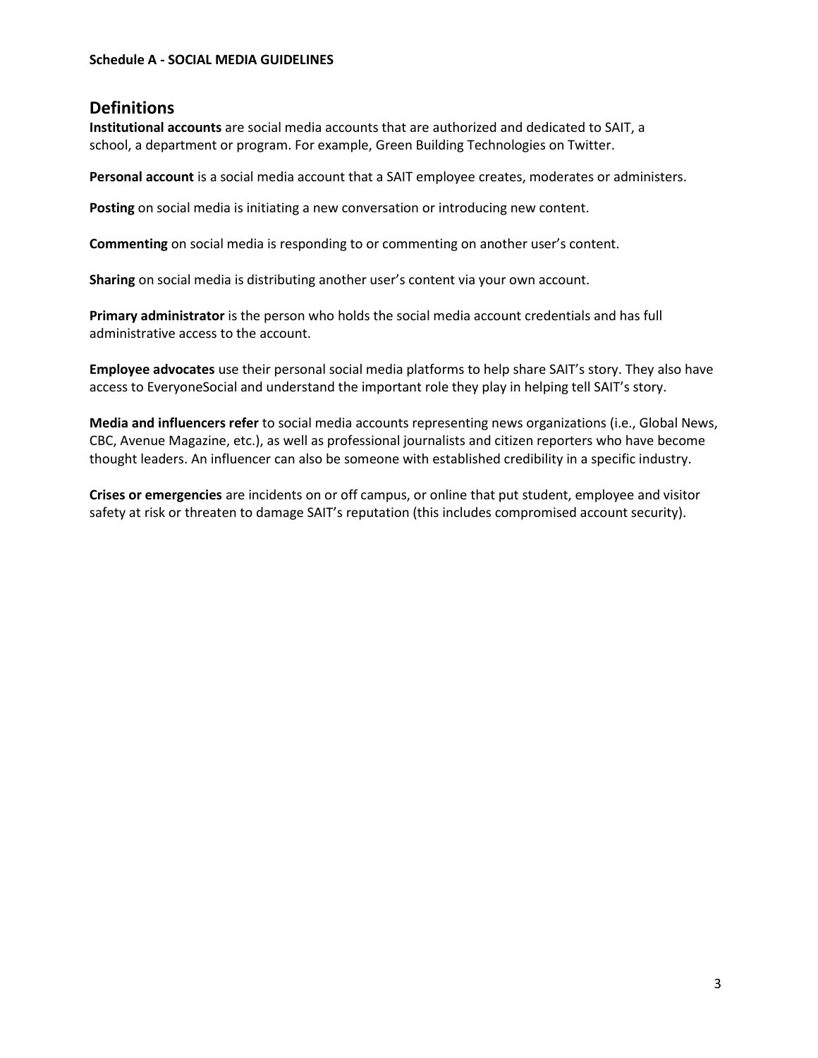**Schedule A - SOCIAL MEDIA GUIDELINES**

## Definitions

**Institutional accounts** are social media accounts that are authorized and dedicated to SAIT, a school, a department or program. For example, Green Building Technologies on Twitter.

**Personal account** is a social media account that a SAIT employee creates, moderates or administers.

**Posting** on social media is initiating a new conversation or introducing new content.

**Commenting** on social media is responding to or commenting on another user's content.

**Sharing** on social media is distributing another user's content via your own account.

**Primary administrator** is the person who holds the social media account credentials and has full administrative access to the account.

**Employee advocates** use their personal social media platforms to help share SAIT's story. They also have access to EveryoneSocial and understand the important role they play in helping tell SAIT's story.

**Media and influencers refer** to social media accounts representing news organizations (i.e., Global News, CBC, Avenue Magazine, etc.), as well as professional journalists and citizen reporters who have become thought leaders. An influencer can also be someone with established credibility in a specific industry.

**Crises or emergencies** are incidents on or off campus, or online that put student, employee and visitor safety at risk or threaten to damage SAIT's reputation (this includes compromised account security).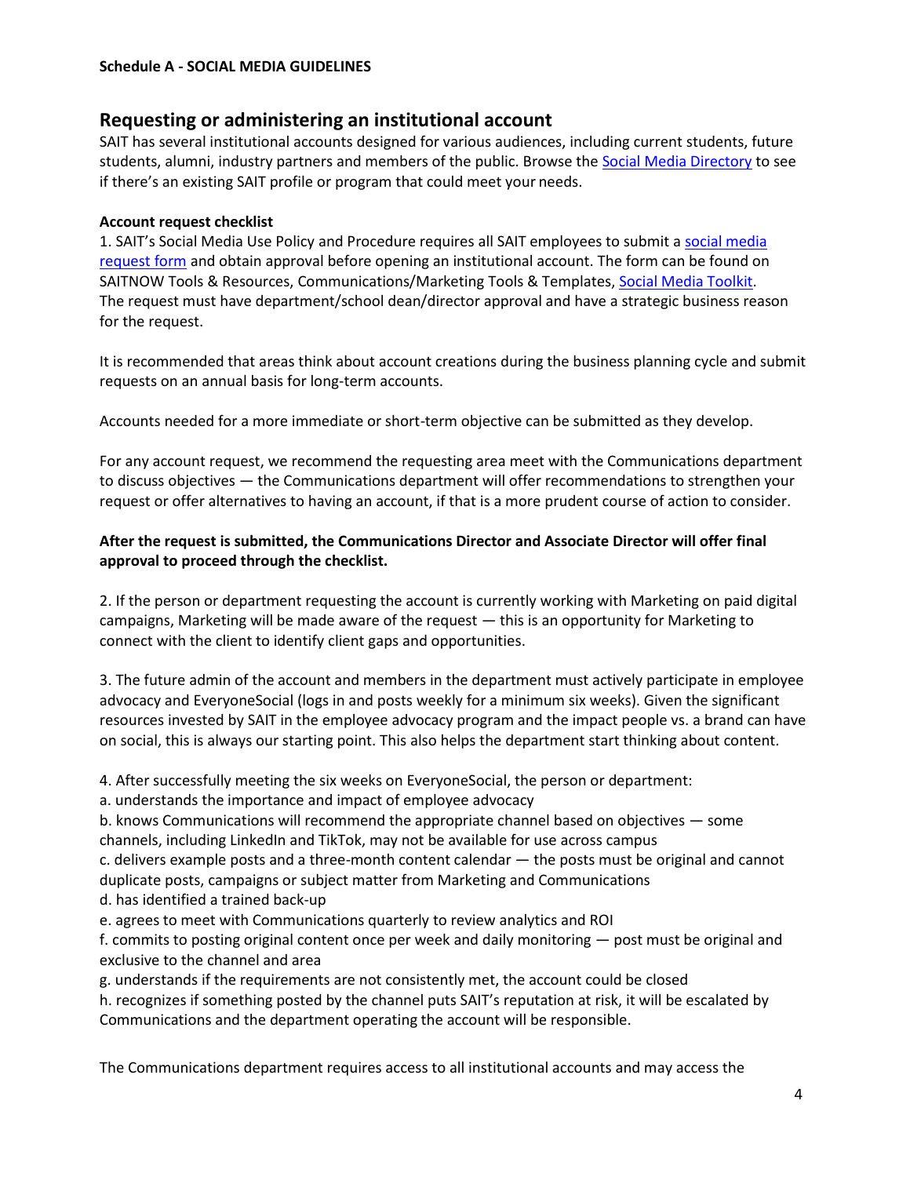**Schedule A - SOCIAL MEDIA GUIDELINES**

## Requesting or administering an institutional account

SAIT has several institutional accounts designed for various audiences, including current students, future students, alumni, industry partners and members of the public. Browse the [Social Media Directory]() to see if there's an existing SAIT profile or program that could meet your needs.

**Account request checklist**

1. SAIT's Social Media Use Policy and Procedure requires all SAIT employees to submit a [social media request form]() and obtain approval before opening an institutional account. The form can be found on SAITNOW Tools & Resources, Communications/Marketing Tools & Templates, [Social Media Toolkit](). The request must have department/school dean/director approval and have a strategic business reason for the request.

It is recommended that areas think about account creations during the business planning cycle and submit requests on an annual basis for long-term accounts.

Accounts needed for a more immediate or short-term objective can be submitted as they develop.

For any account request, we recommend the requesting area meet with the Communications department to discuss objectives — the Communications department will offer recommendations to strengthen your request or offer alternatives to having an account, if that is a more prudent course of action to consider.

**After the request is submitted, the Communications Director and Associate Director will offer final approval to proceed through the checklist.**

2. If the person or department requesting the account is currently working with Marketing on paid digital campaigns, Marketing will be made aware of the request — this is an opportunity for Marketing to connect with the client to identify client gaps and opportunities.

3. The future admin of the account and members in the department must actively participate in employee advocacy and EveryoneSocial (logs in and posts weekly for a minimum six weeks). Given the significant resources invested by SAIT in the employee advocacy program and the impact people vs. a brand can have on social, this is always our starting point. This also helps the department start thinking about content.

4. After successfully meeting the six weeks on EveryoneSocial, the person or department:

a. understands the importance and impact of employee advocacy
b. knows Communications will recommend the appropriate channel based on objectives — some channels, including LinkedIn and TikTok, may not be available for use across campus
c. delivers example posts and a three-month content calendar — the posts must be original and cannot duplicate posts, campaigns or subject matter from Marketing and Communications
d. has identified a trained back-up
e. agrees to meet with Communications quarterly to review analytics and ROI
f. commits to posting original content once per week and daily monitoring — post must be original and exclusive to the channel and area
g. understands if the requirements are not consistently met, the account could be closed
h. recognizes if something posted by the channel puts SAIT's reputation at risk, it will be escalated by Communications and the department operating the account will be responsible.

The Communications department requires access to all institutional accounts and may access the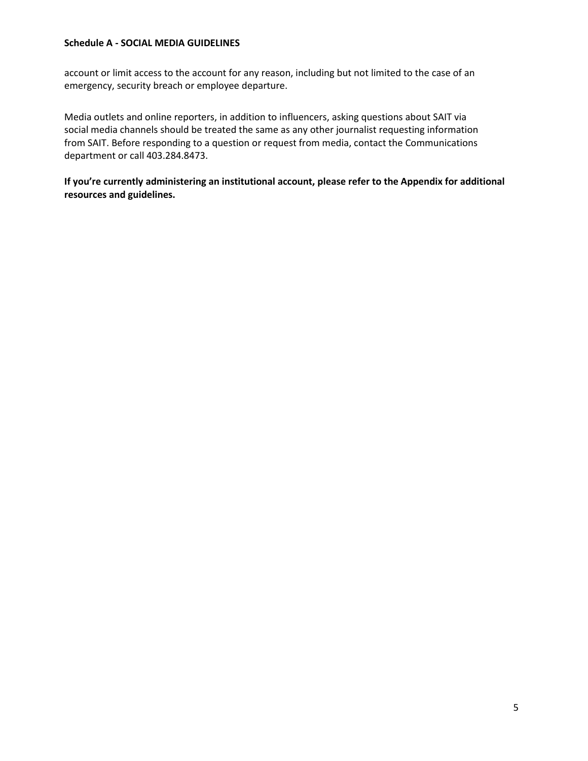account or limit access to the account for any reason, including but not limited to the case of an emergency, security breach or employee departure.

Media outlets and online reporters, in addition to influencers, asking questions about SAIT via social media channels should be treated the same as any other journalist requesting information from SAIT. Before responding to a question or request from media, contact the Communications department or call 403.284.8473.

**If you're currently administering an institutional account, please refer to the Appendix for additional resources and guidelines.**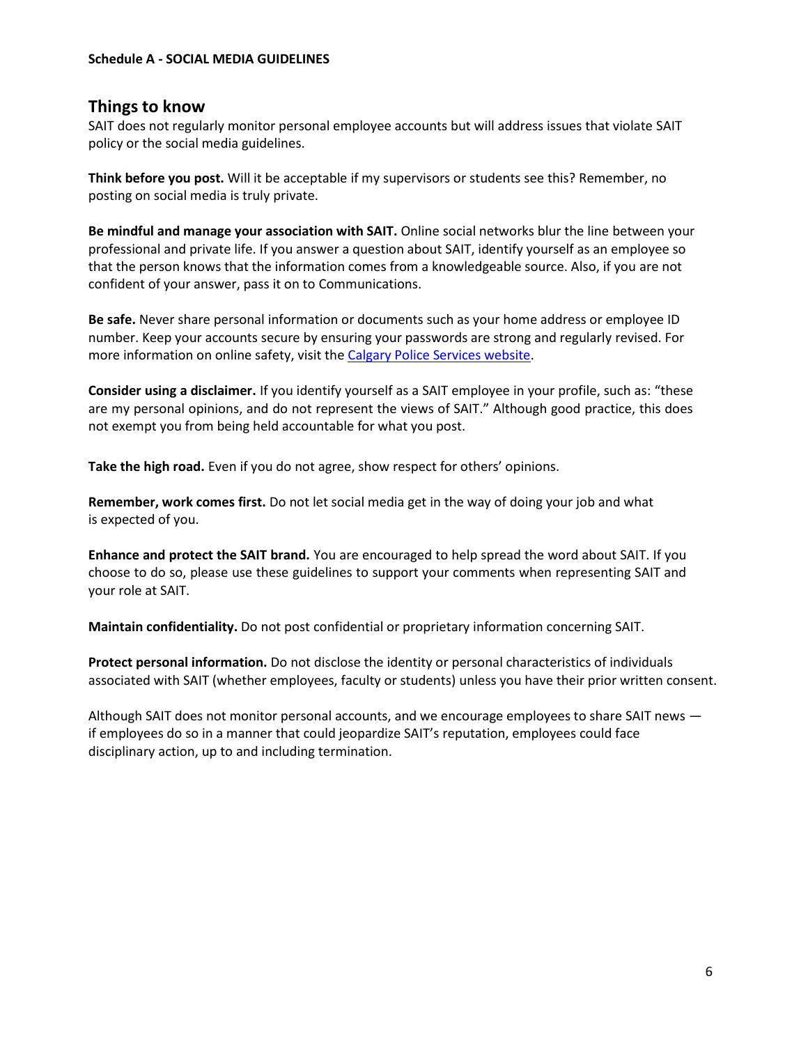**Schedule A - SOCIAL MEDIA GUIDELINES**

## Things to know

SAIT does not regularly monitor personal employee accounts but will address issues that violate SAIT policy or the social media guidelines.

**Think before you post.** Will it be acceptable if my supervisors or students see this? Remember, no posting on social media is truly private.

**Be mindful and manage your association with SAIT.** Online social networks blur the line between your professional and private life. If you answer a question about SAIT, identify yourself as an employee so that the person knows that the information comes from a knowledgeable source. Also, if you are not confident of your answer, pass it on to Communications.

**Be safe.** Never share personal information or documents such as your home address or employee ID number. Keep your accounts secure by ensuring your passwords are strong and regularly revised. For more information on online safety, visit the Calgary Police Services website.

**Consider using a disclaimer.** If you identify yourself as a SAIT employee in your profile, such as: "these are my personal opinions, and do not represent the views of SAIT." Although good practice, this does not exempt you from being held accountable for what you post.

**Take the high road.** Even if you do not agree, show respect for others' opinions.

**Remember, work comes first.** Do not let social media get in the way of doing your job and what is expected of you.

**Enhance and protect the SAIT brand.** You are encouraged to help spread the word about SAIT. If you choose to do so, please use these guidelines to support your comments when representing SAIT and your role at SAIT.

**Maintain confidentiality.** Do not post confidential or proprietary information concerning SAIT.

**Protect personal information.** Do not disclose the identity or personal characteristics of individuals associated with SAIT (whether employees, faculty or students) unless you have their prior written consent.

Although SAIT does not monitor personal accounts, and we encourage employees to share SAIT news — if employees do so in a manner that could jeopardize SAIT's reputation, employees could face disciplinary action, up to and including termination.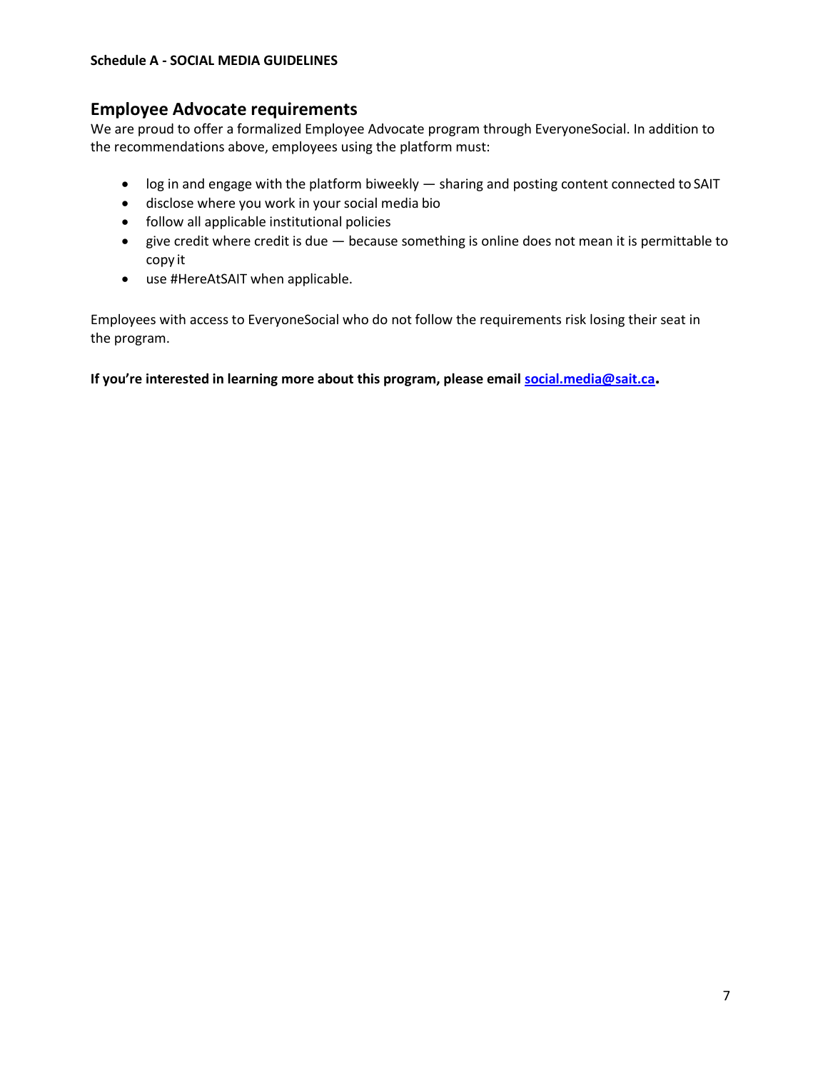## Employee Advocate requirements

We are proud to offer a formalized Employee Advocate program through EveryoneSocial. In addition to the recommendations above, employees using the platform must:

- log in and engage with the platform biweekly — sharing and posting content connected to SAIT
- disclose where you work in your social media bio
- follow all applicable institutional policies
- give credit where credit is due — because something is online does not mean it is permittable to copy it
- use #HereAtSAIT when applicable.

Employees with access to EveryoneSocial who do not follow the requirements risk losing their seat in the program.

**If you're interested in learning more about this program, please email [social.media@sait.ca](mailto:social.media@sait.ca).**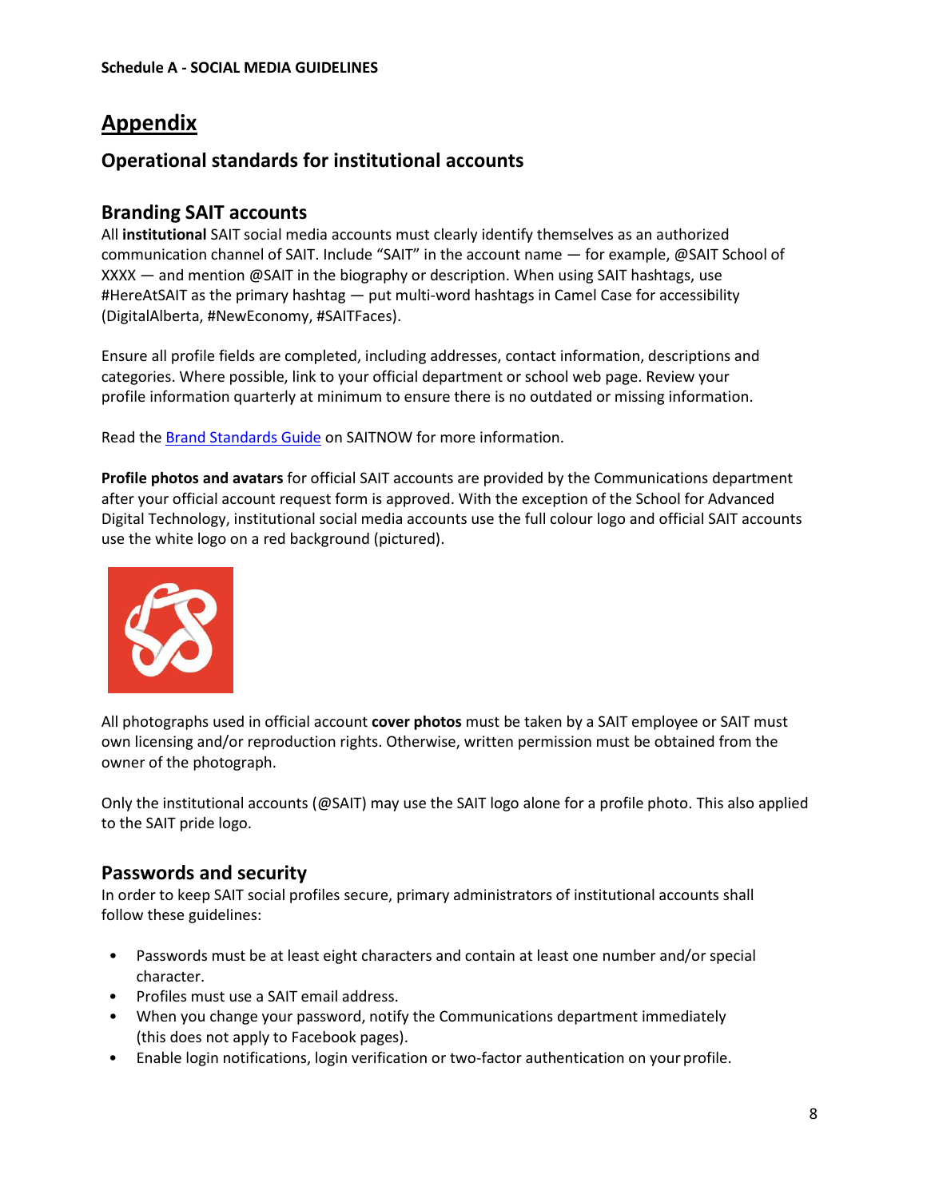**Schedule A - SOCIAL MEDIA GUIDELINES**

# Appendix

## Operational standards for institutional accounts

### Branding SAIT accounts

All **institutional** SAIT social media accounts must clearly identify themselves as an authorized communication channel of SAIT. Include "SAIT" in the account name — for example, @SAIT School of XXXX — and mention @SAIT in the biography or description. When using SAIT hashtags, use #HereAtSAIT as the primary hashtag — put multi-word hashtags in Camel Case for accessibility (DigitalAlberta, #NewEconomy, #SAITFaces).

Ensure all profile fields are completed, including addresses, contact information, descriptions and categories. Where possible, link to your official department or school web page. Review your profile information quarterly at minimum to ensure there is no outdated or missing information.

Read the Brand Standards Guide on SAITNOW for more information.

**Profile photos and avatars** for official SAIT accounts are provided by the Communications department after your official account request form is approved. With the exception of the School for Advanced Digital Technology, institutional social media accounts use the full colour logo and official SAIT accounts use the white logo on a red background (pictured).

All photographs used in official account **cover photos** must be taken by a SAIT employee or SAIT must own licensing and/or reproduction rights. Otherwise, written permission must be obtained from the owner of the photograph.

Only the institutional accounts (@SAIT) may use the SAIT logo alone for a profile photo. This also applied to the SAIT pride logo.

### Passwords and security

In order to keep SAIT social profiles secure, primary administrators of institutional accounts shall follow these guidelines:

- Passwords must be at least eight characters and contain at least one number and/or special character.
- Profiles must use a SAIT email address.
- When you change your password, notify the Communications department immediately (this does not apply to Facebook pages).
- Enable login notifications, login verification or two-factor authentication on your profile.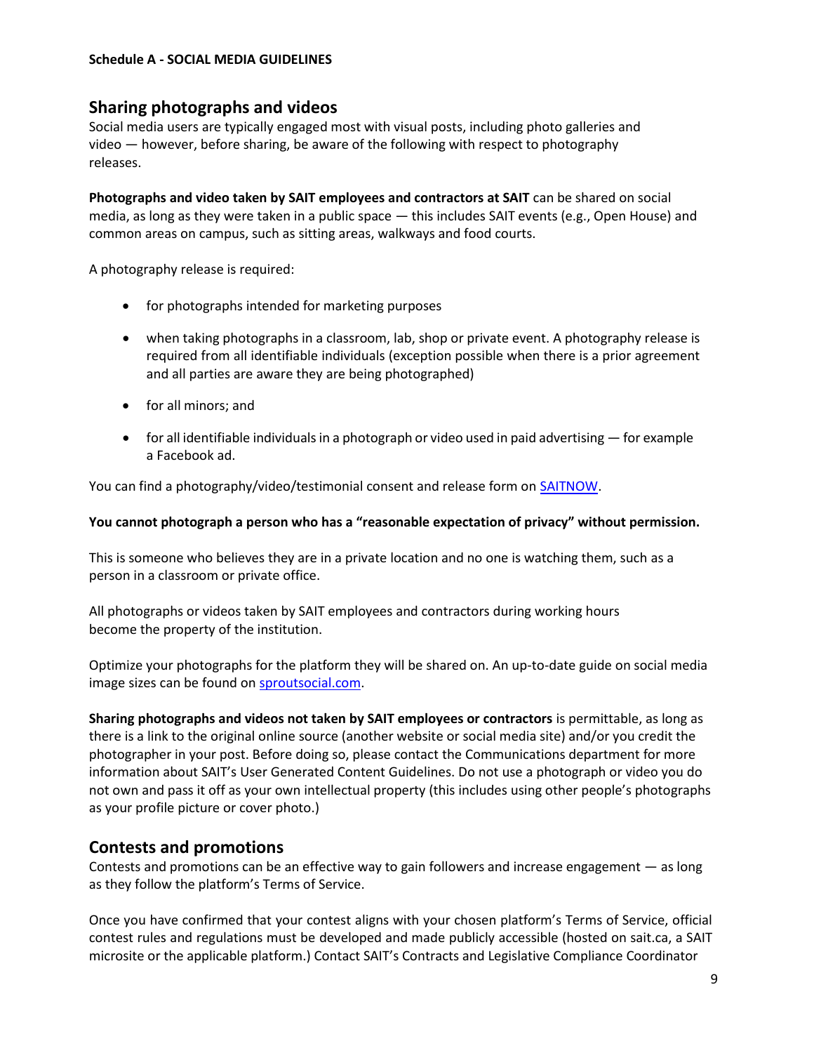## Sharing photographs and videos

Social media users are typically engaged most with visual posts, including photo galleries and video — however, before sharing, be aware of the following with respect to photography releases.

**Photographs and video taken by SAIT employees and contractors at SAIT** can be shared on social media, as long as they were taken in a public space — this includes SAIT events (e.g., Open House) and common areas on campus, such as sitting areas, walkways and food courts.

A photography release is required:

- for photographs intended for marketing purposes
- when taking photographs in a classroom, lab, shop or private event. A photography release is required from all identifiable individuals (exception possible when there is a prior agreement and all parties are aware they are being photographed)
- for all minors; and
- for all identifiable individuals in a photograph or video used in paid advertising — for example a Facebook ad.

You can find a photography/video/testimonial consent and release form on SAITNOW.

**You cannot photograph a person who has a "reasonable expectation of privacy" without permission.**

This is someone who believes they are in a private location and no one is watching them, such as a person in a classroom or private office.

All photographs or videos taken by SAIT employees and contractors during working hours become the property of the institution.

Optimize your photographs for the platform they will be shared on. An up-to-date guide on social media image sizes can be found on sproutsocial.com.

**Sharing photographs and videos not taken by SAIT employees or contractors** is permittable, as long as there is a link to the original online source (another website or social media site) and/or you credit the photographer in your post. Before doing so, please contact the Communications department for more information about SAIT's User Generated Content Guidelines. Do not use a photograph or video you do not own and pass it off as your own intellectual property (this includes using other people's photographs as your profile picture or cover photo.)

## Contests and promotions

Contests and promotions can be an effective way to gain followers and increase engagement — as long as they follow the platform's Terms of Service.

Once you have confirmed that your contest aligns with your chosen platform's Terms of Service, official contest rules and regulations must be developed and made publicly accessible (hosted on sait.ca, a SAIT microsite or the applicable platform.) Contact SAIT's Contracts and Legislative Compliance Coordinator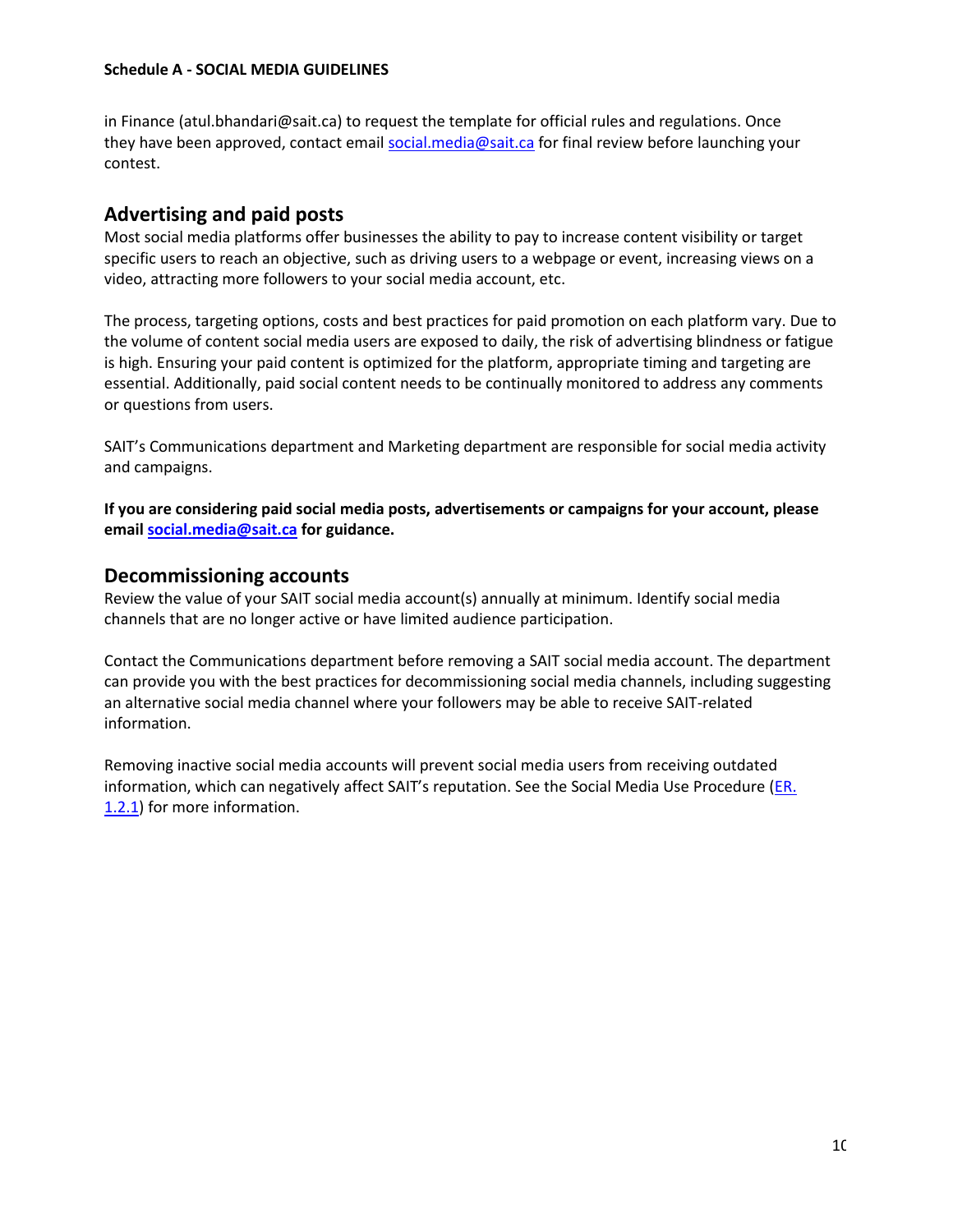in Finance (atul.bhandari@sait.ca) to request the template for official rules and regulations. Once they have been approved, contact email social.media@sait.ca for final review before launching your contest.

## Advertising and paid posts

Most social media platforms offer businesses the ability to pay to increase content visibility or target specific users to reach an objective, such as driving users to a webpage or event, increasing views on a video, attracting more followers to your social media account, etc.

The process, targeting options, costs and best practices for paid promotion on each platform vary. Due to the volume of content social media users are exposed to daily, the risk of advertising blindness or fatigue is high. Ensuring your paid content is optimized for the platform, appropriate timing and targeting are essential. Additionally, paid social content needs to be continually monitored to address any comments or questions from users.

SAIT's Communications department and Marketing department are responsible for social media activity and campaigns.

**If you are considering paid social media posts, advertisements or campaigns for your account, please email social.media@sait.ca for guidance.**

## Decommissioning accounts

Review the value of your SAIT social media account(s) annually at minimum. Identify social media channels that are no longer active or have limited audience participation.

Contact the Communications department before removing a SAIT social media account. The department can provide you with the best practices for decommissioning social media channels, including suggesting an alternative social media channel where your followers may be able to receive SAIT-related information.

Removing inactive social media accounts will prevent social media users from receiving outdated information, which can negatively affect SAIT's reputation. See the Social Media Use Procedure (ER. 1.2.1) for more information.